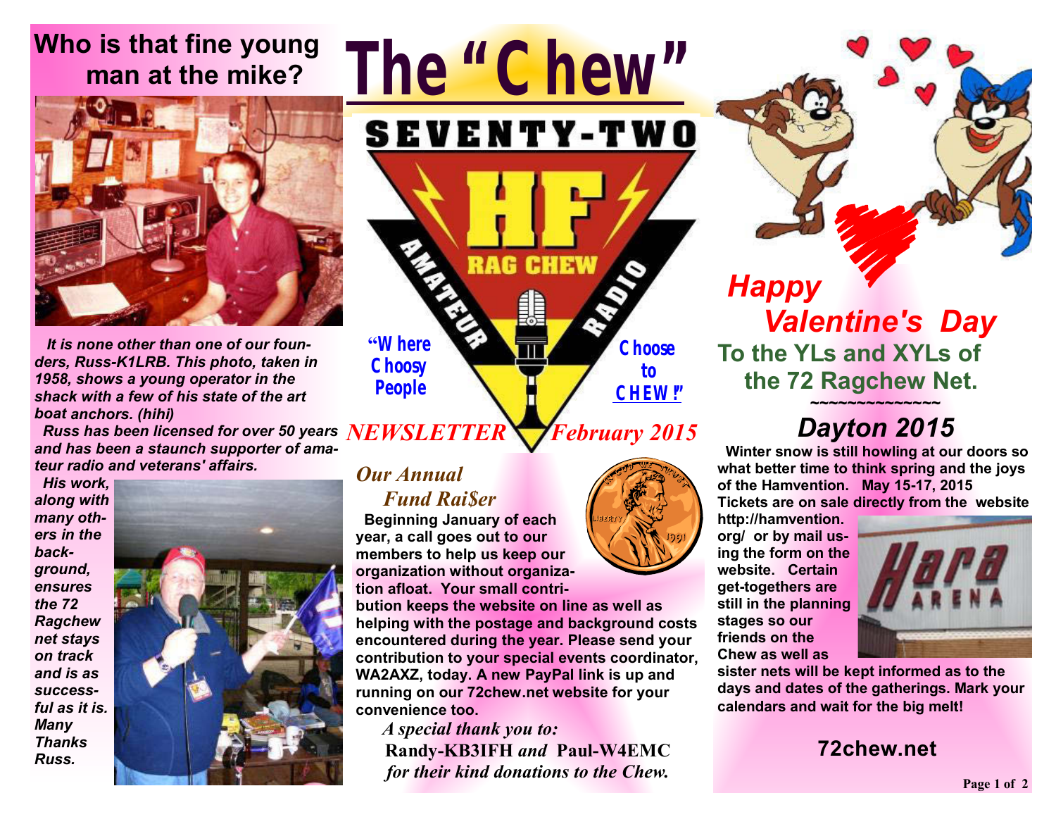# The "Chew"

SEVENTY-TWO

HF RAG CHEW AMATEUR RADIO

"Where Choosy People Choose to CHEW!"

*NEWSLETTER* *February 2015*

## Who is that fine young man at the mike?

***It is none other than one of our founders, Russ-K1LRB. This photo, taken in 1958, shows a young operator in the shack with a few of his state of the art boat anchors. (hihi)***

***Russ has been licensed for over 50 years and has been a staunch supporter of amateur radio and veterans' affairs.***

***His work, along with many others in the background, ensures the 72 Ragchew net stays on track and is as successful as it is. Many Thanks Russ.***

## *Our Annual Fund Rai$er*

**Beginning January of each year, a call goes out to our members to help us keep our organization without organization afloat. Your small contribution keeps the website on line as well as helping with the postage and background costs encountered during the year. Please send your contribution to your special events coordinator, WA2AXZ, today. A new PayPal link is up and running on our 72chew.net website for your convenience too.**

*A special thank you to:*
**Randy-KB3IFH** ***and*** **Paul-W4EMC**
*for their kind donations to the Chew.*

## *Happy Valentine's Day*

**To the YLs and XYLs of the 72 Ragchew Net.**

~~~~~~~~~~~~~~~

## *Dayton 2015*

**Winter snow is still howling at our doors so what better time to think spring and the joys of the Hamvention. May 15-17, 2015 Tickets are on sale directly from the website http://hamvention.org/ or by mail using the form on the website. Certain get-togethers are still in the planning stages so our friends on the Chew as well as sister nets will be kept informed as to the days and dates of the gatherings. Mark your calendars and wait for the big melt!**

**72chew.net**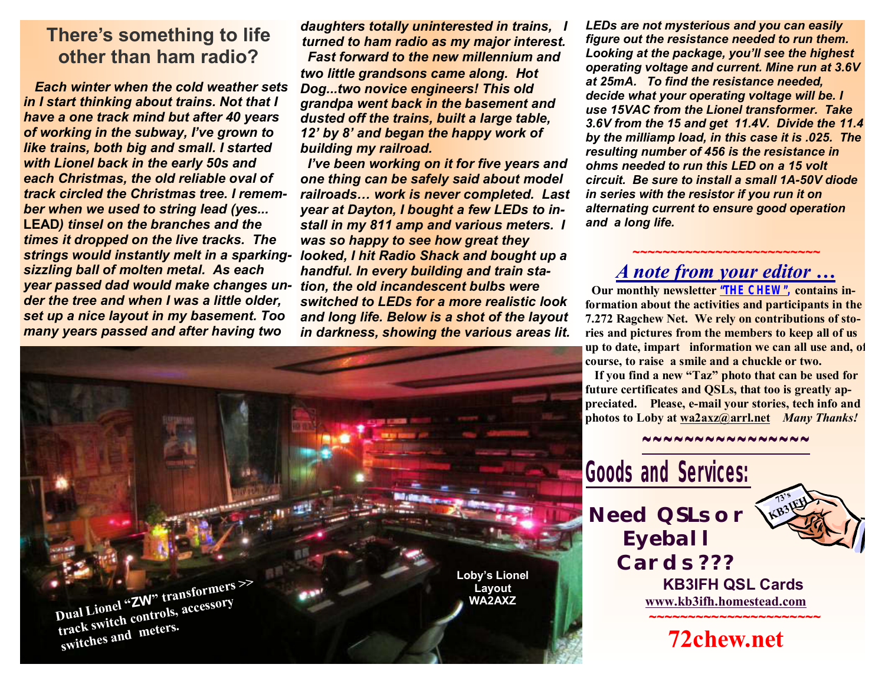## There's something to life other than ham radio?

*Each winter when the cold weather sets in I start thinking about trains. Not that I have a one track mind but after 40 years of working in the subway, I've grown to like trains, both big and small. I started with Lionel back in the early 50s and each Christmas, the old reliable oval of track circled the Christmas tree. I remember when we used to string lead (yes...* **LEAD***) tinsel on the branches and the times it dropped on the live tracks. The strings would instantly melt in a sparking-sizzling ball of molten metal. As each year passed dad would make changes under the tree and when I was a little older, set up a nice layout in my basement. Too many years passed and after having two daughters totally uninterested in trains, I turned to ham radio as my major interest.*

*Fast forward to the new millennium and two little grandsons came along. Hot Dog...two novice engineers! This old grandpa went back in the basement and dusted off the trains, built a large table, 12' by 8' and began the happy work of building my railroad.*

*I've been working on it for five years and one thing can be safely said about model railroads… work is never completed. Last year at Dayton, I bought a few LEDs to install in my 811 amp and various meters. I was so happy to see how great they looked, I hit Radio Shack and bought up a handful. In every building and train station, the old incandescent bulbs were switched to LEDs for a more realistic look and long life. Below is a shot of the layout in darkness, showing the various areas lit.*

*LEDs are not mysterious and you can easily figure out the resistance needed to run them. Looking at the package, you'll see the highest operating voltage and current. Mine run at 3.6V at 25mA. To find the resistance needed, decide what your operating voltage will be. I use 15VAC from the Lionel transformer. Take 3.6V from the 15 and get 11.4V. Divide the 11.4 by the milliamp load, in this case it is .025. The resulting number of 456 is the resistance in ohms needed to run this LED on a 15 volt circuit. Be sure to install a small 1A-50V diode in series with the resistor if you run it on alternating current to ensure good operation and a long life.*

Dual Lionel "ZW" transformers >> track switch controls, accessory switches and meters.

Loby's Lionel Layout WA2AXZ

~~~~~~~~~~~~~~~~~~~~~~~~~

## *A note from your editor …*

**Our monthly newsletter "THE CHEW", contains information about the activities and participants in the 7.272 Ragchew Net. We rely on contributions of stories and pictures from the members to keep all of us up to date, impart information we can all use and, of course, to raise a smile and a chuckle or two.**

**If you find a new "Taz" photo that can be used for future certificates and QSLs, that too is greatly appreciated. Please, e-mail your stories, tech info and photos to Loby at wa2axz@arrl.net** ***Many Thanks!***

~~~~~~~~~~~~~~~~

## Goods and Services:

**Need QSLs or Eyeball Cards???**

73's KB3IFH

**KB3IFH QSL Cards**

**www.kb3ifh.homestead.com**

~~~~~~~~~~~~~~~~~~~~~~~

**72chew.net**